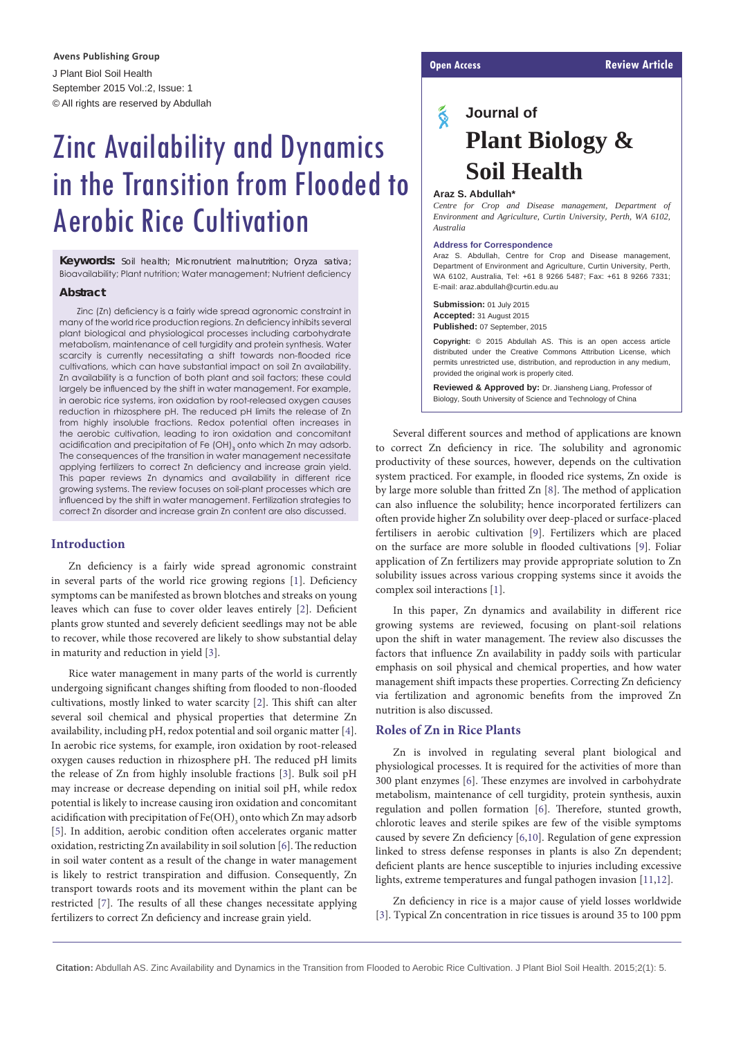Avens Publishing Group

J Plant Biol Soil Health
September 2015 Vol.:2, Issue: 1
© All rights are reserved by Abdullah

Open Access | Review Article

# Zinc Availability and Dynamics in the Transition from Flooded to Aerobic Rice Cultivation

Journal of **Plant Biology & Soil Health**

**Araz S. Abdullah***

*Centre for Crop and Disease management, Department of Environment and Agriculture, Curtin University, Perth, WA 6102, Australia*

**Address for Correspondence**

Araz S. Abdullah, Centre for Crop and Disease management, Department of Environment and Agriculture, Curtin University, Perth, WA 6102, Australia, Tel: +61 8 9266 5487; Fax: +61 8 9266 7331; E-mail: araz.abdullah@curtin.edu.au

**Submission:** 01 July 2015
**Accepted:** 31 August 2015
**Published:** 07 September, 2015

**Copyright:** © 2015 Abdullah AS. This is an open access article distributed under the Creative Commons Attribution License, which permits unrestricted use, distribution, and reproduction in any medium, provided the original work is properly cited.

**Reviewed & Approved by:** Dr. Jiansheng Liang, Professor of Biology, South University of Science and Technology of China

**Keywords:** Soil health; Micronutrient malnutrition; *Oryza sativa*; Bioavailability; Plant nutrition; Water management; Nutrient deficiency

## Abstract

Zinc (Zn) deficiency is a fairly wide spread agronomic constraint in many of the world rice production regions. Zn deficiency inhibits several plant biological and physiological processes including carbohydrate metabolism, maintenance of cell turgidity and protein synthesis. Water scarcity is currently necessitating a shift towards non-flooded rice cultivations, which can have substantial impact on soil Zn availability. Zn availability is a function of both plant and soil factors; these could largely be influenced by the shift in water management. For example, in aerobic rice systems, iron oxidation by root-released oxygen causes reduction in rhizosphere pH. The reduced pH limits the release of Zn from highly insoluble fractions. Redox potential often increases in the aerobic cultivation, leading to iron oxidation and concomitant acidification and precipitation of Fe $(OH)_3$ onto which Zn may adsorb. The consequences of the transition in water management necessitate applying fertilizers to correct Zn deficiency and increase grain yield. This paper reviews Zn dynamics and availability in different rice growing systems. The review focuses on soil-plant processes which are influenced by the shift in water management. Fertilization strategies to correct Zn disorder and increase grain Zn content are also discussed.

## Introduction

Zn deficiency is a fairly wide spread agronomic constraint in several parts of the world rice growing regions [1]. Deficiency symptoms can be manifested as brown blotches and streaks on young leaves which can fuse to cover older leaves entirely [2]. Deficient plants grow stunted and severely deficient seedlings may not be able to recover, while those recovered are likely to show substantial delay in maturity and reduction in yield [3].

Rice water management in many parts of the world is currently undergoing significant changes shifting from flooded to non-flooded cultivations, mostly linked to water scarcity [2]. This shift can alter several soil chemical and physical properties that determine Zn availability, including pH, redox potential and soil organic matter [4]. In aerobic rice systems, for example, iron oxidation by root-released oxygen causes reduction in rhizosphere pH. The reduced pH limits the release of Zn from highly insoluble fractions [3]. Bulk soil pH may increase or decrease depending on initial soil pH, while redox potential is likely to increase causing iron oxidation and concomitant acidification with precipitation of $Fe(OH)_3$ onto which Zn may adsorb [5]. In addition, aerobic condition often accelerates organic matter oxidation, restricting Zn availability in soil solution [6]. The reduction in soil water content as a result of the change in water management is likely to restrict transpiration and diffusion. Consequently, Zn transport towards roots and its movement within the plant can be restricted [7]. The results of all these changes necessitate applying fertilizers to correct Zn deficiency and increase grain yield.

Several different sources and method of applications are known to correct Zn deficiency in rice. The solubility and agronomic productivity of these sources, however, depends on the cultivation system practiced. For example, in flooded rice systems, Zn oxide is by large more soluble than fritted Zn [8]. The method of application can also influence the solubility; hence incorporated fertilizers can often provide higher Zn solubility over deep-placed or surface-placed fertilisers in aerobic cultivation [9]. Fertilizers which are placed on the surface are more soluble in flooded cultivations [9]. Foliar application of Zn fertilizers may provide appropriate solution to Zn solubility issues across various cropping systems since it avoids the complex soil interactions [1].

In this paper, Zn dynamics and availability in different rice growing systems are reviewed, focusing on plant-soil relations upon the shift in water management. The review also discusses the factors that influence Zn availability in paddy soils with particular emphasis on soil physical and chemical properties, and how water management shift impacts these properties. Correcting Zn deficiency via fertilization and agronomic benefits from the improved Zn nutrition is also discussed.

## Roles of Zn in Rice Plants

Zn is involved in regulating several plant biological and physiological processes. It is required for the activities of more than 300 plant enzymes [6]. These enzymes are involved in carbohydrate metabolism, maintenance of cell turgidity, protein synthesis, auxin regulation and pollen formation [6]. Therefore, stunted growth, chlorotic leaves and sterile spikes are few of the visible symptoms caused by severe Zn deficiency [6,10]. Regulation of gene expression linked to stress defense responses in plants is also Zn dependent; deficient plants are hence susceptible to injuries including excessive lights, extreme temperatures and fungal pathogen invasion [11,12].

Zn deficiency in rice is a major cause of yield losses worldwide [3]. Typical Zn concentration in rice tissues is around 35 to 100 ppm

**Citation:** Abdullah AS. Zinc Availability and Dynamics in the Transition from Flooded to Aerobic Rice Cultivation. J Plant Biol Soil Health. 2015;2(1): 5.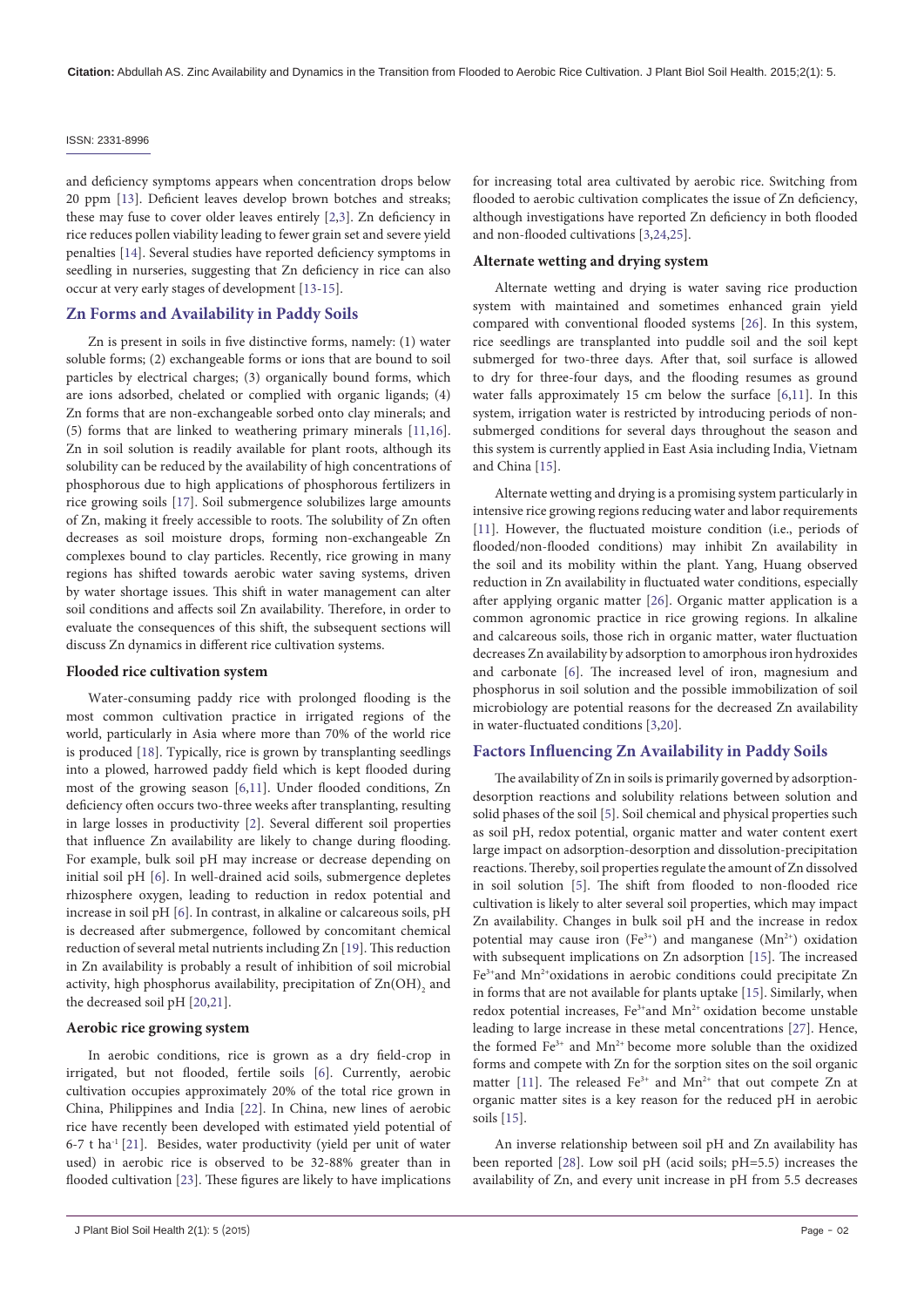and deficiency symptoms appears when concentration drops below 20 ppm [13]. Deficient leaves develop brown botches and streaks; these may fuse to cover older leaves entirely [2,3]. Zn deficiency in rice reduces pollen viability leading to fewer grain set and severe yield penalties [14]. Several studies have reported deficiency symptoms in seedling in nurseries, suggesting that Zn deficiency in rice can also occur at very early stages of development [13-15].

## Zn Forms and Availability in Paddy Soils

Zn is present in soils in five distinctive forms, namely: (1) water soluble forms; (2) exchangeable forms or ions that are bound to soil particles by electrical charges; (3) organically bound forms, which are ions adsorbed, chelated or complied with organic ligands; (4) Zn forms that are non-exchangeable sorbed onto clay minerals; and (5) forms that are linked to weathering primary minerals [11,16]. Zn in soil solution is readily available for plant roots, although its solubility can be reduced by the availability of high concentrations of phosphorous due to high applications of phosphorous fertilizers in rice growing soils [17]. Soil submergence solubilizes large amounts of Zn, making it freely accessible to roots. The solubility of Zn often decreases as soil moisture drops, forming non-exchangeable Zn complexes bound to clay particles. Recently, rice growing in many regions has shifted towards aerobic water saving systems, driven by water shortage issues. This shift in water management can alter soil conditions and affects soil Zn availability. Therefore, in order to evaluate the consequences of this shift, the subsequent sections will discuss Zn dynamics in different rice cultivation systems.

### Flooded rice cultivation system

Water-consuming paddy rice with prolonged flooding is the most common cultivation practice in irrigated regions of the world, particularly in Asia where more than 70% of the world rice is produced [18]. Typically, rice is grown by transplanting seedlings into a plowed, harrowed paddy field which is kept flooded during most of the growing season [6,11]. Under flooded conditions, Zn deficiency often occurs two-three weeks after transplanting, resulting in large losses in productivity [2]. Several different soil properties that influence Zn availability are likely to change during flooding. For example, bulk soil pH may increase or decrease depending on initial soil pH [6]. In well-drained acid soils, submergence depletes rhizosphere oxygen, leading to reduction in redox potential and increase in soil pH [6]. In contrast, in alkaline or calcareous soils, pH is decreased after submergence, followed by concomitant chemical reduction of several metal nutrients including Zn [19]. This reduction in Zn availability is probably a result of inhibition of soil microbial activity, high phosphorus availability, precipitation of $Zn(OH)_2$ and the decreased soil pH [20,21].

### Aerobic rice growing system

In aerobic conditions, rice is grown as a dry field-crop in irrigated, but not flooded, fertile soils [6]. Currently, aerobic cultivation occupies approximately 20% of the total rice grown in China, Philippines and India [22]. In China, new lines of aerobic rice have recently been developed with estimated yield potential of 6-7 t ha$^{-1}$ [21]. Besides, water productivity (yield per unit of water used) in aerobic rice is observed to be 32-88% greater than in flooded cultivation [23]. These figures are likely to have implications for increasing total area cultivated by aerobic rice. Switching from flooded to aerobic cultivation complicates the issue of Zn deficiency, although investigations have reported Zn deficiency in both flooded and non-flooded cultivations [3,24,25].

### Alternate wetting and drying system

Alternate wetting and drying is water saving rice production system with maintained and sometimes enhanced grain yield compared with conventional flooded systems [26]. In this system, rice seedlings are transplanted into puddle soil and the soil kept submerged for two-three days. After that, soil surface is allowed to dry for three-four days, and the flooding resumes as ground water falls approximately 15 cm below the surface [6,11]. In this system, irrigation water is restricted by introducing periods of non-submerged conditions for several days throughout the season and this system is currently applied in East Asia including India, Vietnam and China [15].

Alternate wetting and drying is a promising system particularly in intensive rice growing regions reducing water and labor requirements [11]. However, the fluctuated moisture condition (i.e., periods of flooded/non-flooded conditions) may inhibit Zn availability in the soil and its mobility within the plant. Yang, Huang observed reduction in Zn availability in fluctuated water conditions, especially after applying organic matter [26]. Organic matter application is a common agronomic practice in rice growing regions. In alkaline and calcareous soils, those rich in organic matter, water fluctuation decreases Zn availability by adsorption to amorphous iron hydroxides and carbonate [6]. The increased level of iron, magnesium and phosphorus in soil solution and the possible immobilization of soil microbiology are potential reasons for the decreased Zn availability in water-fluctuated conditions [3,20].

## Factors Influencing Zn Availability in Paddy Soils

The availability of Zn in soils is primarily governed by adsorption-desorption reactions and solubility relations between solution and solid phases of the soil [5]. Soil chemical and physical properties such as soil pH, redox potential, organic matter and water content exert large impact on adsorption-desorption and dissolution-precipitation reactions. Thereby, soil properties regulate the amount of Zn dissolved in soil solution [5]. The shift from flooded to non-flooded rice cultivation is likely to alter several soil properties, which may impact Zn availability. Changes in bulk soil pH and the increase in redox potential may cause iron ($Fe^{3+}$) and manganese ($Mn^{2+}$) oxidation with subsequent implications on Zn adsorption [15]. The increased $Fe^{3+}$and $Mn^{2+}$oxidations in aerobic conditions could precipitate Zn in forms that are not available for plants uptake [15]. Similarly, when redox potential increases, $Fe^{3+}$and $Mn^{2+}$ oxidation become unstable leading to large increase in these metal concentrations [27]. Hence, the formed $Fe^{3+}$ and $Mn^{2+}$ become more soluble than the oxidized forms and compete with Zn for the sorption sites on the soil organic matter [11]. The released $Fe^{3+}$ and $Mn^{2+}$ that out compete Zn at organic matter sites is a key reason for the reduced pH in aerobic soils [15].

An inverse relationship between soil pH and Zn availability has been reported [28]. Low soil pH (acid soils; pH=5.5) increases the availability of Zn, and every unit increase in pH from 5.5 decreases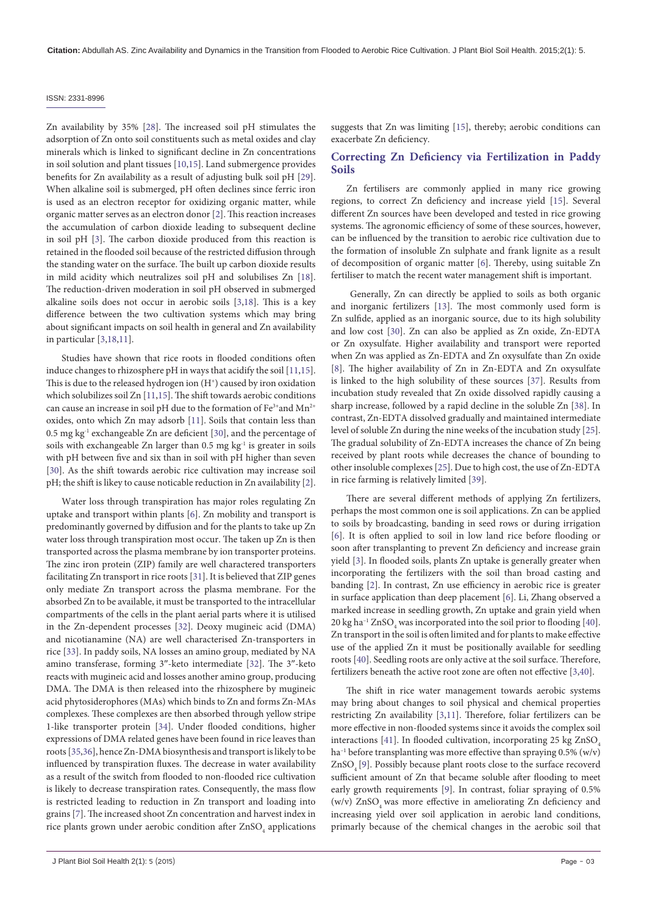Zn availability by 35% [28]. The increased soil pH stimulates the adsorption of Zn onto soil constituents such as metal oxides and clay minerals which is linked to significant decline in Zn concentrations in soil solution and plant tissues [10,15]. Land submergence provides benefits for Zn availability as a result of adjusting bulk soil pH [29]. When alkaline soil is submerged, pH often declines since ferric iron is used as an electron receptor for oxidizing organic matter, while organic matter serves as an electron donor [2]. This reaction increases the accumulation of carbon dioxide leading to subsequent decline in soil pH [3]. The carbon dioxide produced from this reaction is retained in the flooded soil because of the restricted diffusion through the standing water on the surface. The built up carbon dioxide results in mild acidity which neutralizes soil pH and solubilises Zn [18]. The reduction-driven moderation in soil pH observed in submerged alkaline soils does not occur in aerobic soils [3,18]. This is a key difference between the two cultivation systems which may bring about significant impacts on soil health in general and Zn availability in particular [3,18,11].

Studies have shown that rice roots in flooded conditions often induce changes to rhizosphere pH in ways that acidify the soil [11,15]. This is due to the released hydrogen ion ($H^+$) caused by iron oxidation which solubilizes soil Zn [11,15]. The shift towards aerobic conditions can cause an increase in soil pH due to the formation of $Fe^{3+}$and $Mn^{2+}$ oxides, onto which Zn may adsorb [11]. Soils that contain less than 0.5 mg $kg^{-1}$ exchangeable Zn are deficient [30], and the percentage of soils with exchangeable Zn larger than 0.5 mg $kg^{-1}$ is greater in soils with pH between five and six than in soil with pH higher than seven [30]. As the shift towards aerobic rice cultivation may increase soil pH; the shift is likey to cause noticable reduction in Zn availability [2].

Water loss through transpiration has major roles regulating Zn uptake and transport within plants [6]. Zn mobility and transport is predominantly governed by diffusion and for the plants to take up Zn water loss through transpiration most occur. The taken up Zn is then transported across the plasma membrane by ion transporter proteins. The zinc iron protein (ZIP) family are well charactered transporters facilitating Zn transport in rice roots [31]. It is believed that ZIP genes only mediate Zn transport across the plasma membrane. For the absorbed Zn to be available, it must be transported to the intracellular compartments of the cells in the plant aerial parts where it is utilised in the Zn-dependent processes [32]. Deoxy mugineic acid (DMA) and nicotianamine (NA) are well characterised Zn-transporters in rice [33]. In paddy soils, NA losses an amino group, mediated by NA amino transferase, forming 3″-keto intermediate [32]. The 3″-keto reacts with mugineic acid and losses another amino group, producing DMA. The DMA is then released into the rhizosphere by mugineic acid phytosiderophores (MAs) which binds to Zn and forms Zn-MAs complexes. These complexes are then absorbed through yellow stripe 1-like transporter protein [34]. Under flooded conditions, higher expressions of DMA related genes have been found in rice leaves than roots [35,36], hence Zn-DMA biosynthesis and transport is likely to be influenced by transpiration fluxes. The decrease in water availability as a result of the switch from flooded to non-flooded rice cultivation is likely to decrease transpiration rates. Consequently, the mass flow is restricted leading to reduction in Zn transport and loading into grains [7]. The increased shoot Zn concentration and harvest index in rice plants grown under aerobic condition after $ZnSO_4$ applications suggests that Zn was limiting [15], thereby; aerobic conditions can exacerbate Zn deficiency.

## Correcting Zn Deficiency via Fertilization in Paddy Soils

Zn fertilisers are commonly applied in many rice growing regions, to correct Zn deficiency and increase yield [15]. Several different Zn sources have been developed and tested in rice growing systems. The agronomic efficiency of some of these sources, however, can be influenced by the transition to aerobic rice cultivation due to the formation of insoluble Zn sulphate and frank lignite as a result of decomposition of organic matter [6]. Thereby, using suitable Zn fertiliser to match the recent water management shift is important.

Generally, Zn can directly be applied to soils as both organic and inorganic fertilizers [13]. The most commonly used form is Zn sulfide, applied as an inorganic source, due to its high solubility and low cost [30]. Zn can also be applied as Zn oxide, Zn-EDTA or Zn oxysulfate. Higher availability and transport were reported when Zn was applied as Zn-EDTA and Zn oxysulfate than Zn oxide [8]. The higher availability of Zn in Zn-EDTA and Zn oxysulfate is linked to the high solubility of these sources [37]. Results from incubation study revealed that Zn oxide dissolved rapidly causing a sharp increase, followed by a rapid decline in the soluble Zn [38]. In contrast, Zn-EDTA dissolved gradually and maintained intermediate level of soluble Zn during the nine weeks of the incubation study [25]. The gradual solubility of Zn-EDTA increases the chance of Zn being received by plant roots while decreases the chance of bounding to other insoluble complexes [25]. Due to high cost, the use of Zn-EDTA in rice farming is relatively limited [39].

There are several different methods of applying Zn fertilizers, perhaps the most common one is soil applications. Zn can be applied to soils by broadcasting, banding in seed rows or during irrigation [6]. It is often applied to soil in low land rice before flooding or soon after transplanting to prevent Zn deficiency and increase grain yield [3]. In flooded soils, plants Zn uptake is generally greater when incorporating the fertilizers with the soil than broad casting and banding [2]. In contrast, Zn use efficiency in aerobic rice is greater in surface application than deep placement [6]. Li, Zhang observed a marked increase in seedling growth, Zn uptake and grain yield when 20 kg $ha^{-1}$ $ZnSO_4$ was incorporated into the soil prior to flooding [40]. Zn transport in the soil is often limited and for plants to make effective use of the applied Zn it must be positionally available for seedling roots [40]. Seedling roots are only active at the soil surface. Therefore, fertilizers beneath the active root zone are often not effective [3,40].

The shift in rice water management towards aerobic systems may bring about changes to soil physical and chemical properties restricting Zn availability [3,11]. Therefore, foliar fertilizers can be more effective in non-flooded systems since it avoids the complex soil interactions [41]. In flooded cultivation, incorporating 25 kg $ZnSO_4$ $ha^{-1}$ before transplanting was more effective than spraying 0.5% (w/v) $ZnSO_4$ [9]. Possibly because plant roots close to the surface recoverd sufficient amount of Zn that became soluble after flooding to meet early growth requirements [9]. In contrast, foliar spraying of 0.5% (w/v) $ZnSO_4$ was more effective in ameliorating Zn deficiency and increasing yield over soil application in aerobic land conditions, primarily because of the chemical changes in the aerobic soil that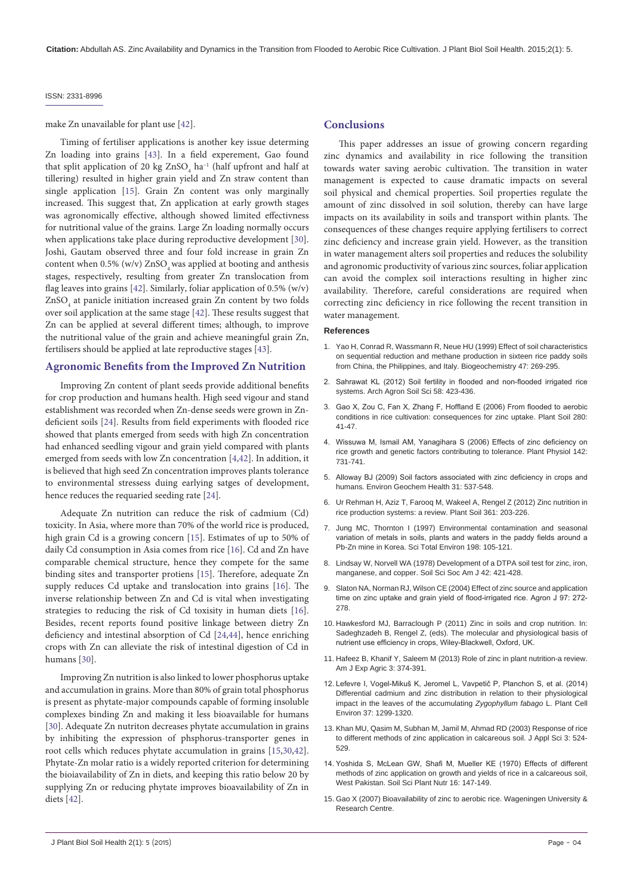make Zn unavailable for plant use [42].

Timing of fertiliser applications is another key issue determing Zn loading into grains [43]. In a field experement, Gao found that split application of 20 kg $ZnSO_4$ $ha^{-1}$ (half upfront and half at tillering) resulted in higher grain yield and Zn straw content than single application [15]. Grain Zn content was only marginally increased. This suggest that, Zn application at early growth stages was agronomically effective, although showed limited effectivness for nutritional value of the grains. Large Zn loading normally occurs when applications take place during reproductive development [30]. Joshi, Gautam observed three and four fold increase in grain Zn content when 0.5% (w/v) $ZnSO_4$ was applied at booting and anthesis stages, respectively, resulting from greater Zn translocation from flag leaves into grains [42]. Similarly, foliar application of 0.5% (w/v) $ZnSO_4$ at panicle initiation increased grain Zn content by two folds over soil application at the same stage [42]. These results suggest that Zn can be applied at several different times; although, to improve the nutritional value of the grain and achieve meaningful grain Zn, fertilisers should be applied at late reproductive stages [43].

## Agronomic Benefits from the Improved Zn Nutrition

Improving Zn content of plant seeds provide additional benefits for crop production and humans health. High seed vigour and stand establishment was recorded when Zn-dense seeds were grown in Zn-deficient soils [24]. Results from field experiments with flooded rice showed that plants emerged from seeds with high Zn concentration had enhanced seedling vigour and grain yield compared with plants emerged from seeds with low Zn concentration [4,42]. In addition, it is believed that high seed Zn concentration improves plants tolerance to environmental stressess during earlying satges of development, hence reduces the requaried seeding rate [24].

Adequate Zn nutrition can reduce the risk of cadmium (Cd) toxicity. In Asia, where more than 70% of the world rice is produced, high grain Cd is a growing concern [15]. Estimates of up to 50% of daily Cd consumption in Asia comes from rice [16]. Cd and Zn have comparable chemical structure, hence they compete for the same binding sites and transporter protiens [15]. Therefore, adequate Zn supply reduces Cd uptake and translocation into grains [16]. The inverse relationship between Zn and Cd is vital when investigating strategies to reducing the risk of Cd toxicity in human diets [16]. Besides, recent reports found positive linkage between dietry Zn deficiency and intestinal absorption of Cd [24,44], hence enriching crops with Zn can alleviate the risk of intestinal digestion of Cd in humans [30].

Improving Zn nutrition is also linked to lower phosphorus uptake and accumulation in grains. More than 80% of grain total phosphorus is present as phytate-major compounds capable of forming insoluble complexes binding Zn and making it less bioavailable for humans [30]. Adequate Zn nutriton decreases phytate accumulation in grains by inhibiting the expression of phsphorus-transporter genes in root cells which reduces phytate accumulation in grains [15,30,42]. Phytate-Zn molar ratio is a widely reported criterion for determining the bioiavailability of Zn in diets, and keeping this ratio below 20 by supplying Zn or reducing phytate improves bioavailability of Zn in diets [42].

## Conclusions

This paper addresses an issue of growing concern regarding zinc dynamics and availability in rice following the transition towards water saving aerobic cultivation. The transition in water management is expected to cause dramatic impacts on several soil physical and chemical properties. Soil properties regulate the amount of zinc dissolved in soil solution, thereby can have large impacts on its availability in soils and transport within plants. The consequences of these changes require applying fertilisers to correct zinc deficiency and increase grain yield. However, as the transition in water management alters soil properties and reduces the solubility and agronomic productivity of various zinc sources, foliar application can avoid the complex soil interactions resulting in higher zinc availability. Therefore, careful considerations are required when correcting zinc deficiency in rice following the recent transition in water management.

### References

1. Yao H, Conrad R, Wassmann R, Neue HU (1999) Effect of soil characteristics on sequential reduction and methane production in sixteen rice paddy soils from China, the Philippines, and Italy. Biogeochemistry 47: 269-295.
2. Sahrawat KL (2012) Soil fertility in flooded and non-flooded irrigated rice systems. Arch Agron Soil Sci 58: 423-436.
3. Gao X, Zou C, Fan X, Zhang F, Hoffland E (2006) From flooded to aerobic conditions in rice cultivation: consequences for zinc uptake. Plant Soil 280: 41-47.
4. Wissuwa M, Ismail AM, Yanagihara S (2006) Effects of zinc deficiency on rice growth and genetic factors contributing to tolerance. Plant Physiol 142: 731-741.
5. Alloway BJ (2009) Soil factors associated with zinc deficiency in crops and humans. Environ Geochem Health 31: 537-548.
6. Ur Rehman H, Aziz T, Farooq M, Wakeel A, Rengel Z (2012) Zinc nutrition in rice production systems: a review. Plant Soil 361: 203-226.
7. Jung MC, Thornton I (1997) Environmental contamination and seasonal variation of metals in soils, plants and waters in the paddy fields around a Pb-Zn mine in Korea. Sci Total Environ 198: 105-121.
8. Lindsay W, Norvell WA (1978) Development of a DTPA soil test for zinc, iron, manganese, and copper. Soil Sci Soc Am J 42: 421-428.
9. Slaton NA, Norman RJ, Wilson CE (2004) Effect of zinc source and application time on zinc uptake and grain yield of flood-irrigated rice. Agron J 97: 272-278.
10. Hawkesford MJ, Barraclough P (2011) Zinc in soils and crop nutrition. In: Sadeghzadeh B, Rengel Z, (eds). The molecular and physiological basis of nutrient use efficiency in crops, Wiley-Blackwell, Oxford, UK.
11. Hafeez B, Khanif Y, Saleem M (2013) Role of zinc in plant nutrition-a review. Am J Exp Agric 3: 374-391.
12. Lefevre I, Vogel-Mikuš K, Jeromel L, Vavpetič P, Planchon S, et al. (2014) Differential cadmium and zinc distribution in relation to their physiological impact in the leaves of the accumulating *Zygophyllum fabago* L. Plant Cell Environ 37: 1299-1320.
13. Khan MU, Qasim M, Subhan M, Jamil M, Ahmad RD (2003) Response of rice to different methods of zinc application in calcareous soil. J Appl Sci 3: 524-529.
14. Yoshida S, McLean GW, Shafi M, Mueller KE (1970) Effects of different methods of zinc application on growth and yields of rice in a calcareous soil, West Pakistan. Soil Sci Plant Nutr 16: 147-149.
15. Gao X (2007) Bioavailability of zinc to aerobic rice. Wageningen University & Research Centre.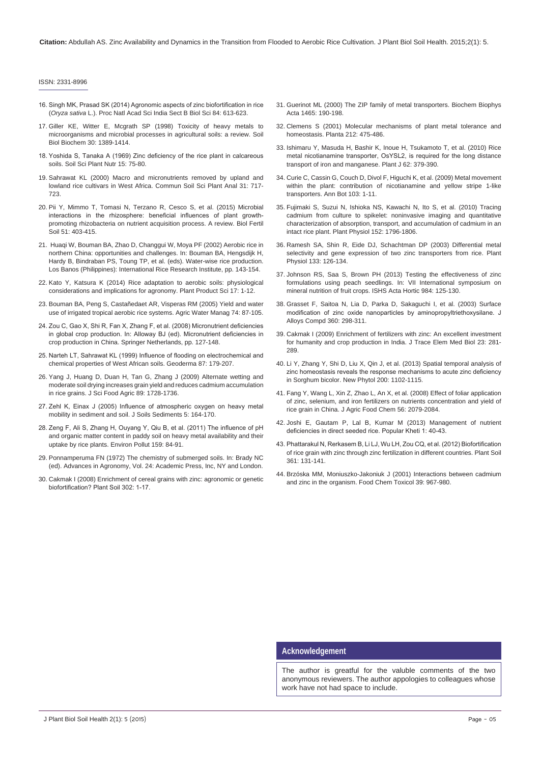16. Singh MK, Prasad SK (2014) Agronomic aspects of zinc biofortification in rice (*Oryza sativa* L.). Proc Natl Acad Sci India Sect B Biol Sci 84: 613-623.
17. Giller KE, Witter E, Mcgrath SP (1998) Toxicity of heavy metals to microorganisms and microbial processes in agricultural soils: a review. Soil Biol Biochem 30: 1389-1414.
18. Yoshida S, Tanaka A (1969) Zinc deficiency of the rice plant in calcareous soils. Soil Sci Plant Nutr 15: 75-80.
19. Sahrawat KL (2000) Macro and micronutrients removed by upland and lowland rice cultivars in West Africa. Commun Soil Sci Plant Anal 31: 717-723.
20. Pii Y, Mimmo T, Tomasi N, Terzano R, Cesco S, et al. (2015) Microbial interactions in the rhizosphere: beneficial influences of plant growth-promoting rhizobacteria on nutrient acquisition process. A review. Biol Fertil Soil 51: 403-415.
21. Huaqi W, Bouman BA, Zhao D, Changgui W, Moya PF (2002) Aerobic rice in northern China: opportunities and challenges. In: Bouman BA, Hengsdijk H, Hardy B, Bindraban PS, Toung TP, et al. (eds). Water-wise rice production. Los Banos (Philippines): International Rice Research Institute, pp. 143-154.
22. Kato Y, Katsura K (2014) Rice adaptation to aerobic soils: physiological considerations and implications for agronomy. Plant Product Sci 17: 1-12.
23. Bouman BA, Peng S, Castañedaet AR, Visperas RM (2005) Yield and water use of irrigated tropical aerobic rice systems. Agric Water Manag 74: 87-105.
24. Zou C, Gao X, Shi R, Fan X, Zhang F, et al. (2008) Micronutrient deficiencies in global crop production. In: Alloway BJ (ed). Micronutrient deficiencies in crop production in China. Springer Netherlands, pp. 127-148.
25. Narteh LT, Sahrawat KL (1999) Influence of flooding on electrochemical and chemical properties of West African soils. Geoderma 87: 179-207.
26. Yang J, Huang D, Duan H, Tan G, Zhang J (2009) Alternate wetting and moderate soil drying increases grain yield and reduces cadmium accumulation in rice grains. J Sci Food Agric 89: 1728-1736.
27. Zehl K, Einax J (2005) Influence of atmospheric oxygen on heavy metal mobility in sediment and soil. J Soils Sediments 5: 164-170.
28. Zeng F, Ali S, Zhang H, Ouyang Y, Qiu B, et al. (2011) The influence of pH and organic matter content in paddy soil on heavy metal availability and their uptake by rice plants. Environ Pollut 159: 84-91.
29. Ponnamperuma FN (1972) The chemistry of submerged soils. In: Brady NC (ed). Advances in Agronomy, Vol. 24: Academic Press, Inc, NY and London.
30. Cakmak I (2008) Enrichment of cereal grains with zinc: agronomic or genetic biofortification? Plant Soil 302: 1-17.
31. Guerinot ML (2000) The ZIP family of metal transporters. Biochem Biophys Acta 1465: 190-198.
32. Clemens S (2001) Molecular mechanisms of plant metal tolerance and homeostasis. Planta 212: 475-486.
33. Ishimaru Y, Masuda H, Bashir K, Inoue H, Tsukamoto T, et al. (2010) Rice metal nicotianamine transporter, OsYSL2, is required for the long distance transport of iron and manganese. Plant J 62: 379-390.
34. Curie C, Cassin G, Couch D, Divol F, Higuchi K, et al. (2009) Metal movement within the plant: contribution of nicotianamine and yellow stripe 1-like transporters. Ann Bot 103: 1-11.
35. Fujimaki S, Suzui N, Ishioka NS, Kawachi N, Ito S, et al. (2010) Tracing cadmium from culture to spikelet: noninvasive imaging and quantitative characterization of absorption, transport, and accumulation of cadmium in an intact rice plant. Plant Physiol 152: 1796-1806.
36. Ramesh SA, Shin R, Eide DJ, Schachtman DP (2003) Differential metal selectivity and gene expression of two zinc transporters from rice. Plant Physiol 133: 126-134.
37. Johnson RS, Saa S, Brown PH (2013) Testing the effectiveness of zinc formulations using peach seedlings. In: VII International symposium on mineral nutrition of fruit crops. ISHS Acta Hortic 984: 125-130.
38. Grasset F, Saitoa N, Lia D, Parka D, Sakaguchi I, et al. (2003) Surface modification of zinc oxide nanoparticles by aminopropyltriethoxysilane. J Alloys Compd 360: 298-311.
39. Cakmak I (2009) Enrichment of fertilizers with zinc: An excellent investment for humanity and crop production in India. J Trace Elem Med Biol 23: 281-289.
40. Li Y, Zhang Y, Shi D, Liu X, Qin J, et al. (2013) Spatial temporal analysis of zinc homeostasis reveals the response mechanisms to acute zinc deficiency in Sorghum bicolor. New Phytol 200: 1102-1115.
41. Fang Y, Wang L, Xin Z, Zhao L, An X, et al. (2008) Effect of foliar application of zinc, selenium, and iron fertilizers on nutrients concentration and yield of rice grain in China. J Agric Food Chem 56: 2079-2084.
42. Joshi E, Gautam P, Lal B, Kumar M (2013) Management of nutrient deficiencies in direct seeded rice. Popular Kheti 1: 40-43.
43. Phattarakul N, Rerkasem B, Li LJ, Wu LH, Zou CQ, et al. (2012) Biofortification of rice grain with zinc through zinc fertilization in different countries. Plant Soil 361: 131-141.
44. Brzóska MM, Moniuszko-Jakoniuk J (2001) Interactions between cadmium and zinc in the organism. Food Chem Toxicol 39: 967-980.

## Acknowledgement

The author is greatful for the valuble comments of the two anonymous reviewers. The author appologies to colleagues whose work have not had space to include.